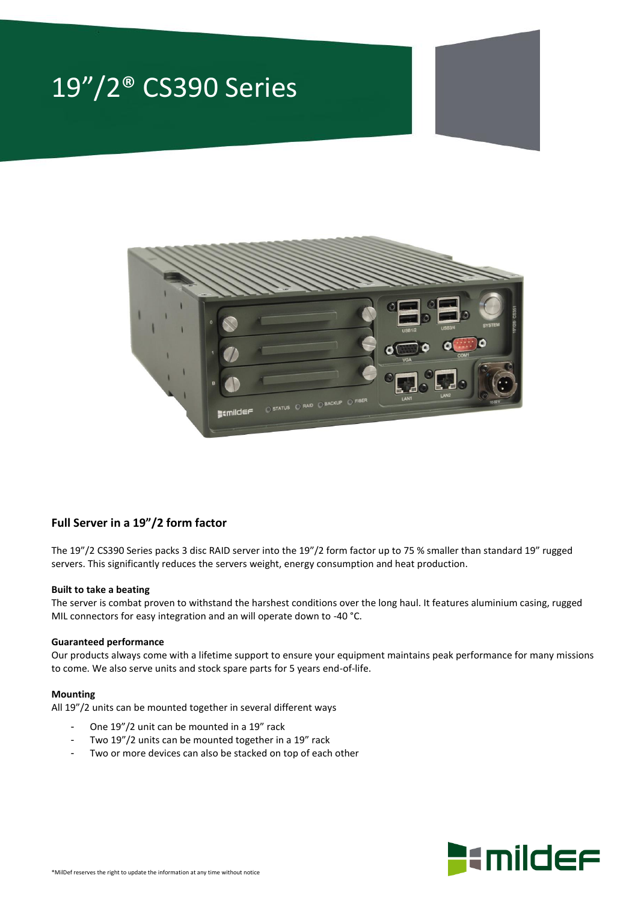# 19”/2® CS390 Series

## Full Server in a 19”/2 form factor

The 19”/2 CS390 Series packs 3 disc RAID server into the 19”/2 form factor up to 75 % smaller than standard 19” rugged servers. This significantly reduces the servers weight, energy consumption and heat production.

### Built to take a beating

The server is combat proven to withstand the harshest conditions over the long haul. It features aluminium casing, rugged MIL connectors for easy integration and an will operate down to -40 °C.

### Guaranteed performance

Our products always come with a lifetime support to ensure your equipment maintains peak performance for many missions to come. We also serve units and stock spare parts for 5 years end-of-life.

### Mounting

All 19”/2 units can be mounted together in several different ways

- One 19”/2 unit can be mounted in a 19” rack
- Two 19”/2 units can be mounted together in a 19” rack
- Two or more devices can also be stacked on top of each other

*MilDef reserves the right to update the information at any time without notice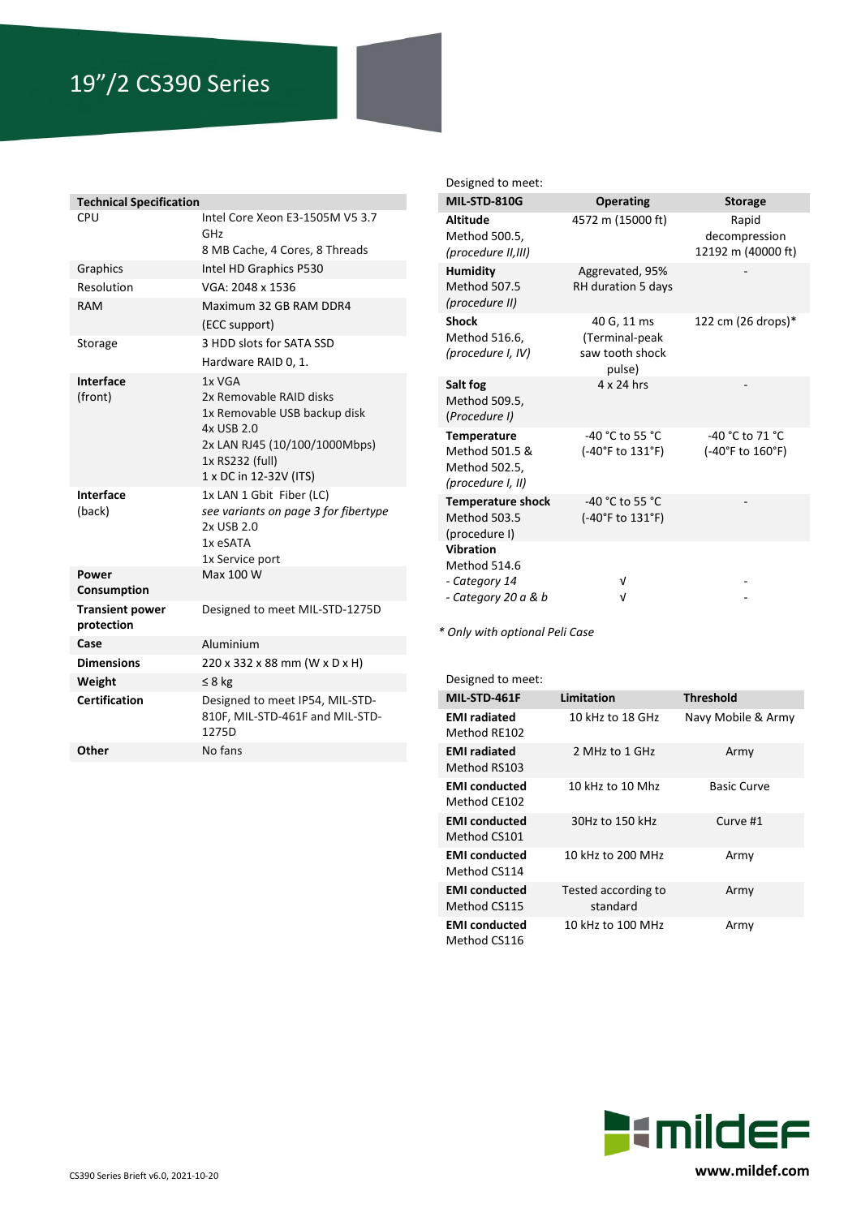# 19”/2 CS390 Series

| Technical Specification | |
|---|---|
| CPU | Intel Core Xeon E3-1505M V5 3.7 GHz<br>8 MB Cache, 4 Cores, 8 Threads |
| Graphics | Intel HD Graphics P530 |
| Resolution | VGA: 2048 x 1536 |
| RAM | Maximum 32 GB RAM DDR4<br>(ECC support) |
| Storage | 3 HDD slots for SATA SSD<br>Hardware RAID 0, 1. |
| **Interface** (front) | 1x VGA<br>2x Removable RAID disks<br>1x Removable USB backup disk<br>4x USB 2.0<br>2x LAN RJ45 (10/100/1000Mbps)<br>1x RS232 (full)<br>1 x DC in 12-32V (ITS) |
| **Interface** (back) | 1x LAN 1 Gbit Fiber (LC)<br>*see variants on page 3 for fibertype*<br>2x USB 2.0<br>1x eSATA<br>1x Service port |
| **Power Consumption** | Max 100 W |
| **Transient power protection** | Designed to meet MIL-STD-1275D |
| **Case** | Aluminium |
| **Dimensions** | 220 x 332 x 88 mm (W x D x H) |
| **Weight** | ≤ 8 kg |
| **Certification** | Designed to meet IP54, MIL-STD-810F, MIL-STD-461F and MIL-STD-1275D |
| **Other** | No fans |

Designed to meet:

| MIL-STD-810G | Operating | Storage |
|---|---|---|
| **Altitude**<br>Method 500.5,<br>*(procedure II,III)* | 4572 m (15000 ft) | Rapid decompression<br>12192 m (40000 ft) |
| **Humidity**<br>Method 507.5<br>*(procedure II)* | Aggrevated, 95% RH duration 5 days | - |
| **Shock**<br>Method 516.6,<br>*(procedure I, IV)* | 40 G, 11 ms (Terminal-peak saw tooth shock pulse) | 122 cm (26 drops)* |
| **Salt fog**<br>Method 509.5,<br>(Procedure I) | 4 x 24 hrs | - |
| **Temperature**<br>Method 501.5 &<br>Method 502.5,<br>*(procedure I, II)* | -40 °C to 55 °C<br>(-40°F to 131°F) | -40 °C to 71 °C<br>(-40°F to 160°F) |
| **Temperature shock**<br>Method 503.5<br>(procedure I) | -40 °C to 55 °C<br>(-40°F to 131°F) | - |
| **Vibration**<br>Method 514.6<br>*- Category 14*<br>*- Category 20 a & b* | <br><br>√<br>√ | <br><br>-<br>- |

*\* Only with optional Peli Case*

Designed to meet:

| MIL-STD-461F | Limitation | Threshold |
|---|---|---|
| **EMI radiated**<br>Method RE102 | 10 kHz to 18 GHz | Navy Mobile & Army |
| **EMI radiated**<br>Method RS103 | 2 MHz to 1 GHz | Army |
| **EMI conducted**<br>Method CE102 | 10 kHz to 10 Mhz | Basic Curve |
| **EMI conducted**<br>Method CS101 | 30Hz to 150 kHz | Curve #1 |
| **EMI conducted**<br>Method CS114 | 10 kHz to 200 MHz | Army |
| **EMI conducted**<br>Method CS115 | Tested according to standard | Army |
| **EMI conducted**<br>Method CS116 | 10 kHz to 100 MHz | Army |

CS390 Series Brieft v6.0, 2021-10-20

www.mildef.com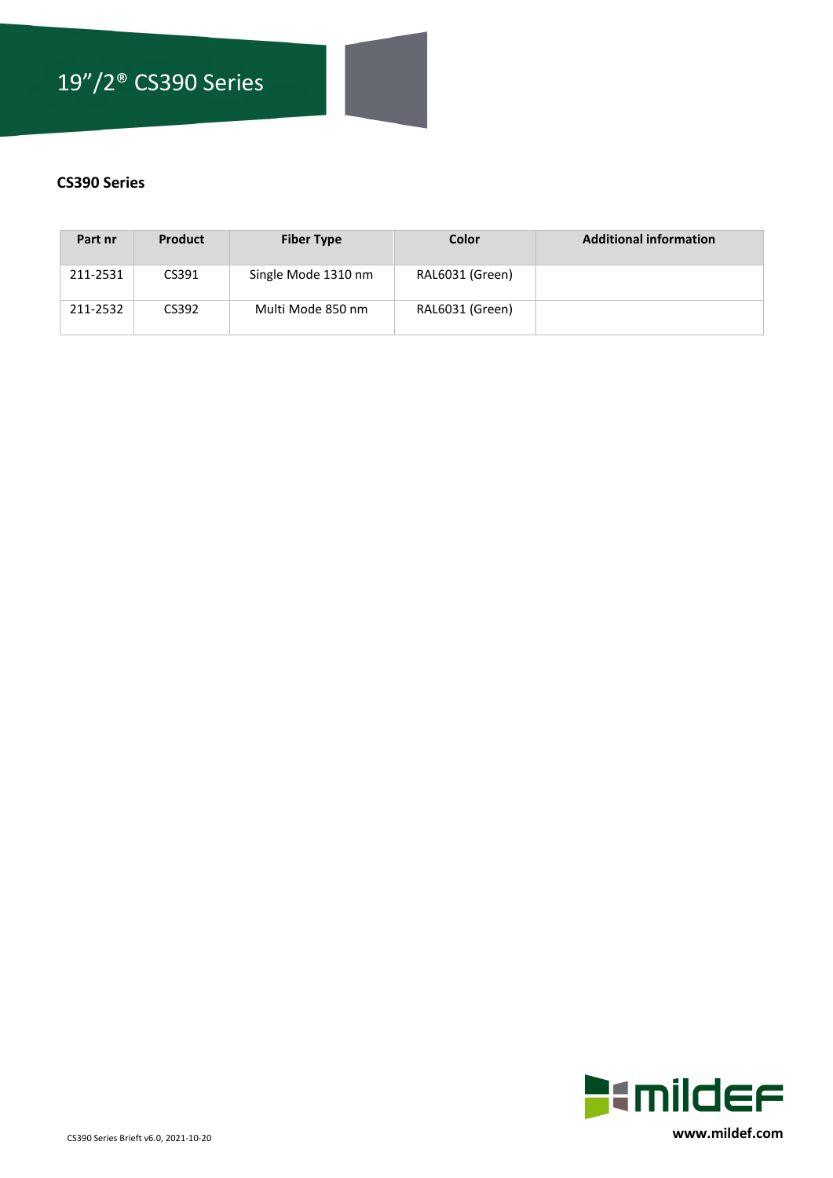# 19”/2® CS390 Series

### CS390 Series

| Part nr | Product | Fiber Type | Color | Additional information |
|---|---|---|---|---|
| 211-2531 | CS391 | Single Mode 1310 nm | RAL6031 (Green) | |
| 211-2532 | CS392 | Multi Mode 850 nm | RAL6031 (Green) | |

CS390 Series Brieft v6.0, 2021-10-20

www.mildef.com